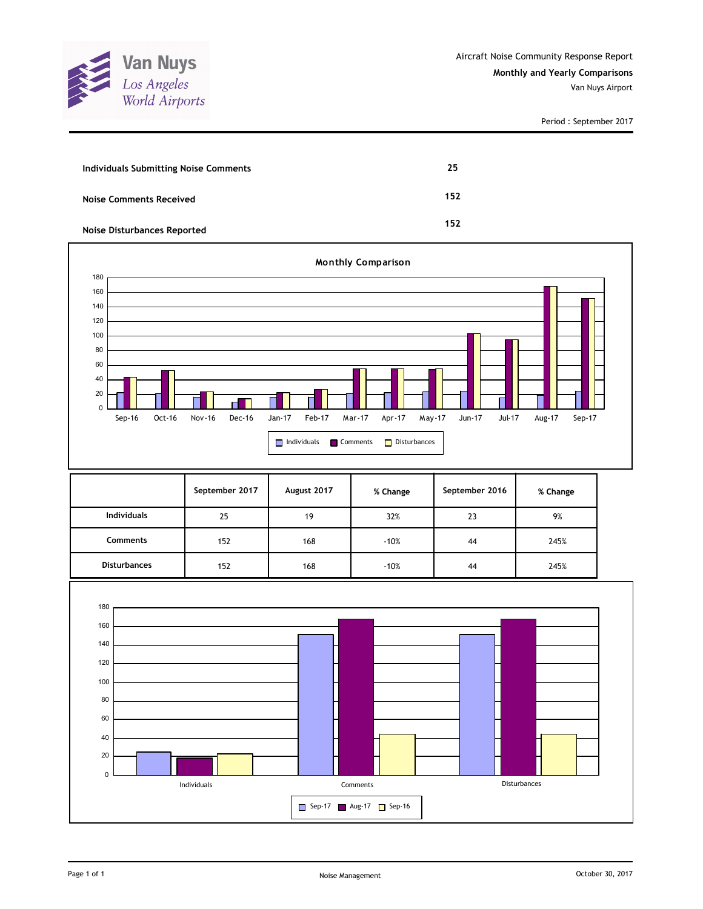Van Nuys
Los Angeles World Airports

Aircraft Noise Community Response Report

**Monthly and Yearly Comparisons**

Van Nuys Airport

Period : September 2017

| | |
|---|---|
| **Individuals Submitting Noise Comments** | **25** |
| **Noise Comments Received** | **152** |
| **Noise Disturbances Reported** | **152** |

**Monthly Comparison**

| | September 2017 | August 2017 | % Change | September 2016 | % Change |
|---|---|---|---|---|---|
| **Individuals** | 25 | 19 | 32% | 23 | 9% |
| **Comments** | 152 | 168 | -10% | 44 | 245% |
| **Disturbances** | 152 | 168 | -10% | 44 | 245% |

Noise Management

October 30, 2017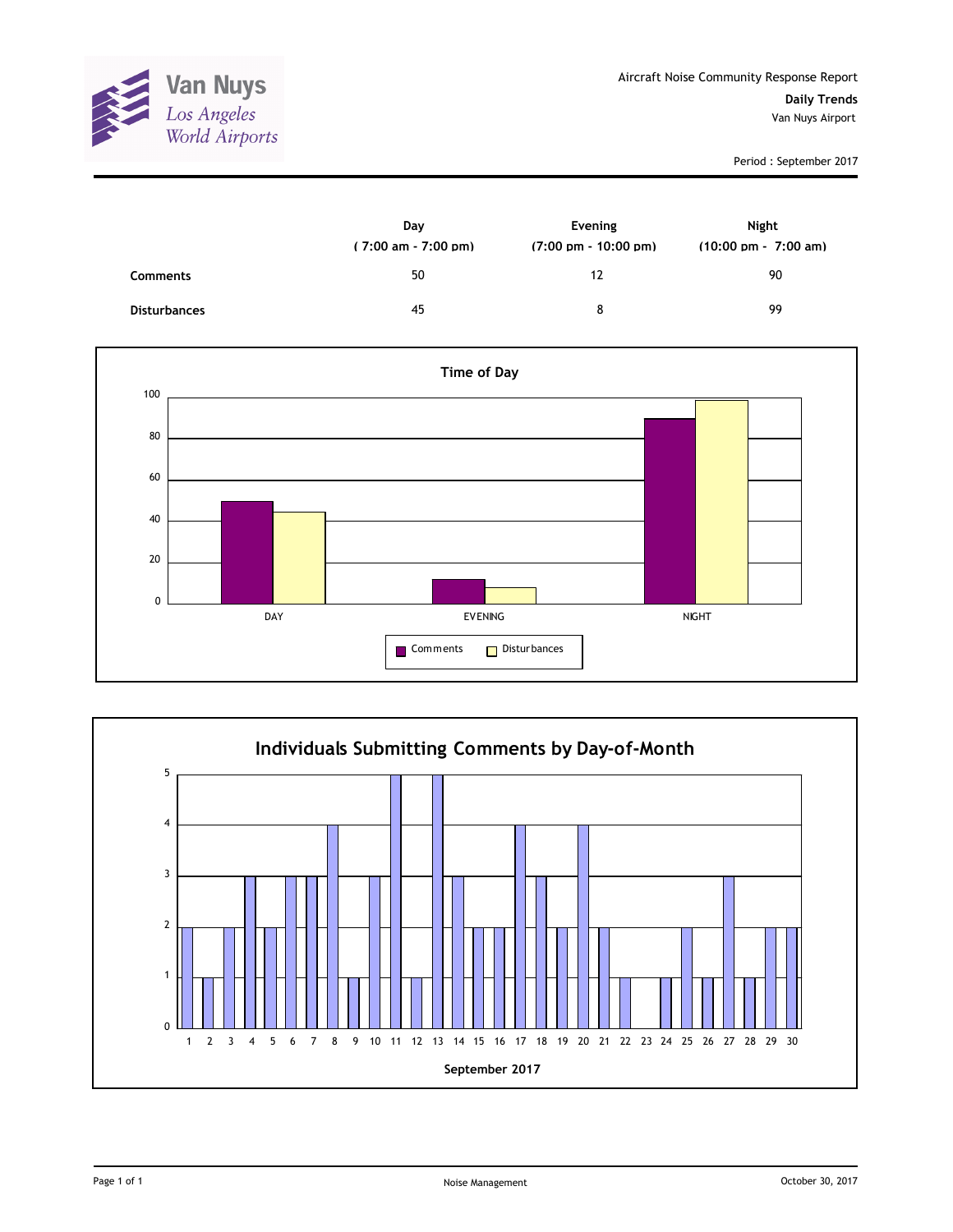Van Nuys
Los Angeles
World Airports

Aircraft Noise Community Response Report

**Daily Trends**

Van Nuys Airport

Period : September 2017

| | Day ( 7:00 am - 7:00 pm) | Evening (7:00 pm - 10:00 pm) | Night (10:00 pm - 7:00 am) |
|---|---|---|---|
| **Comments** | 50 | 12 | 90 |
| **Disturbances** | 45 | 8 | 99 |

**Time of Day**

| | DAY | EVENING | NIGHT |
|---|---|---|---|
| Comments | 50 | 12 | 90 |
| Disturbances | 45 | 8 | 99 |

**Individuals Submitting Comments by Day-of-Month**

September 2017

| Day | 1 | 2 | 3 | 4 | 5 | 6 | 7 | 8 | 9 | 10 | 11 | 12 | 13 | 14 | 15 | 16 | 17 | 18 | 19 | 20 | 21 | 22 | 23 | 24 | 25 | 26 | 27 | 28 | 29 | 30 |
|---|---|---|---|---|---|---|---|---|---|---|---|---|---|---|---|---|---|---|---|---|---|---|---|---|---|---|---|---|---|---|
| Individuals | 2 | 1 | 2 | 3 | 2 | 3 | 3 | 4 | 1 | 3 | 5 | 1 | 5 | 3 | 2 | 2 | 4 | 3 | 2 | 4 | 2 | 1 | 0 | 1 | 2 | 1 | 3 | 1 | 2 | 2 |

Noise Management

October 30, 2017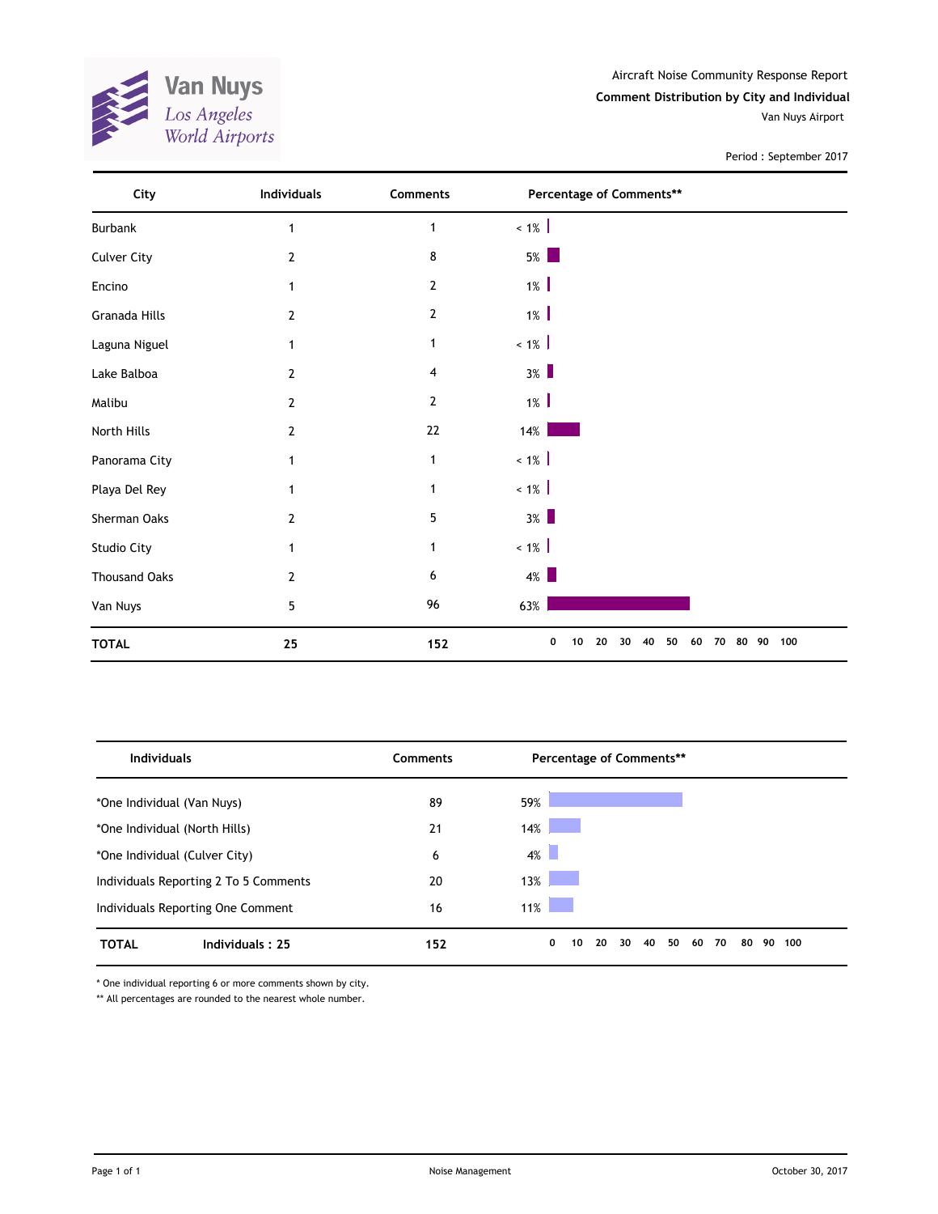Van Nuys
Los Angeles World Airports

Aircraft Noise Community Response Report

**Comment Distribution by City and Individual**

Van Nuys Airport

Period : September 2017

| City | Individuals | Comments | Percentage of Comments** |
|---|---|---|---|
| Burbank | 1 | 1 | < 1% |
| Culver City | 2 | 8 | 5% |
| Encino | 1 | 2 | 1% |
| Granada Hills | 2 | 2 | 1% |
| Laguna Niguel | 1 | 1 | < 1% |
| Lake Balboa | 2 | 4 | 3% |
| Malibu | 2 | 2 | 1% |
| North Hills | 2 | 22 | 14% |
| Panorama City | 1 | 1 | < 1% |
| Playa Del Rey | 1 | 1 | < 1% |
| Sherman Oaks | 2 | 5 | 3% |
| Studio City | 1 | 1 | < 1% |
| Thousand Oaks | 2 | 6 | 4% |
| Van Nuys | 5 | 96 | 63% |
| **TOTAL** | **25** | **152** | |

| Individuals | Comments | Percentage of Comments** |
|---|---|---|
| *One Individual (Van Nuys) | 89 | 59% |
| *One Individual (North Hills) | 21 | 14% |
| *One Individual (Culver City) | 6 | 4% |
| Individuals Reporting 2 To 5 Comments | 20 | 13% |
| Individuals Reporting One Comment | 16 | 11% |
| **TOTAL** **Individuals : 25** | **152** | |

* One individual reporting 6 or more comments shown by city.

** All percentages are rounded to the nearest whole number.

Noise Management

October 30, 2017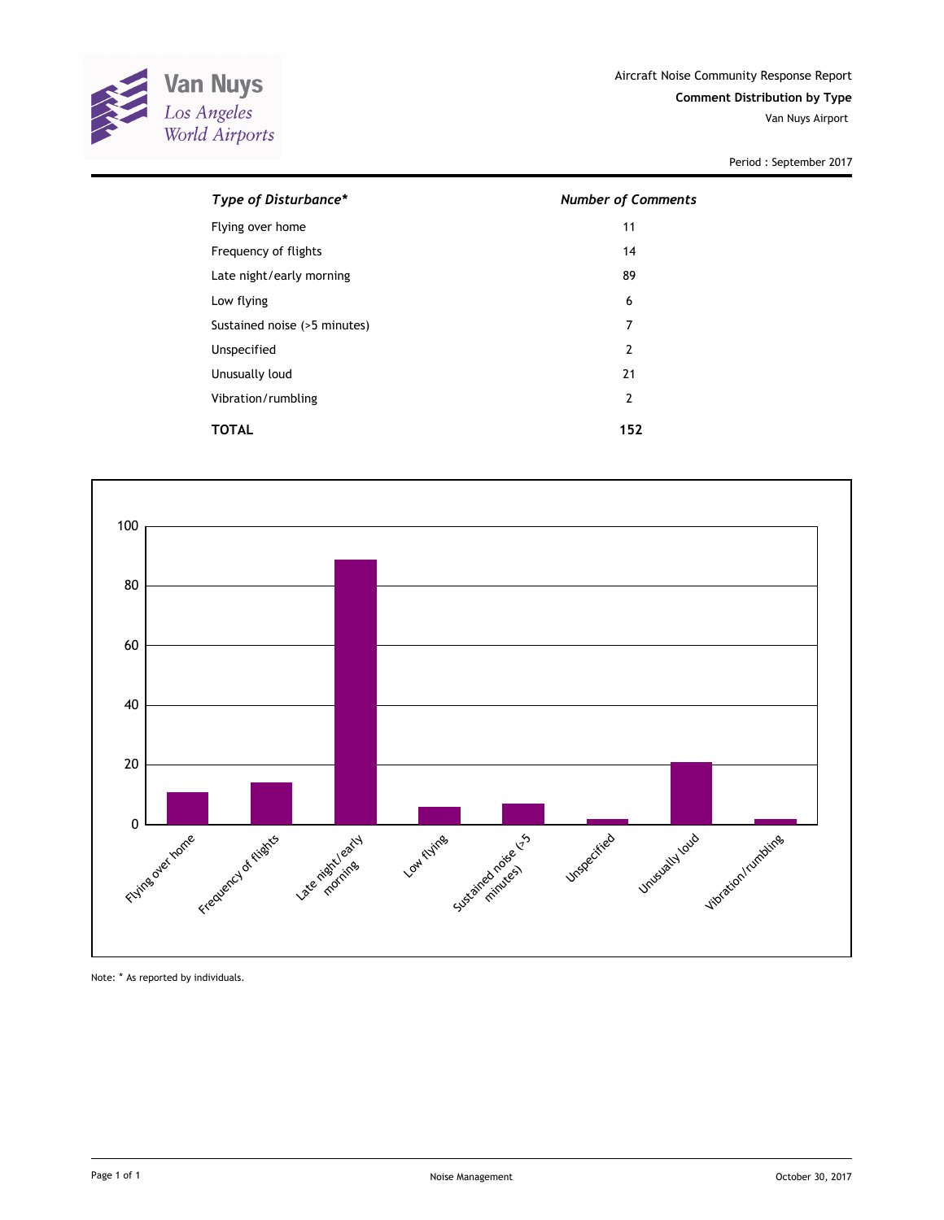Van Nuys
Los Angeles World Airports

Aircraft Noise Community Response Report

**Comment Distribution by Type**

Van Nuys Airport

Period : September 2017

| *Type of Disturbance** | *Number of Comments* |
|---|---|
| Flying over home | 11 |
| Frequency of flights | 14 |
| Late night/early morning | 89 |
| Low flying | 6 |
| Sustained noise (>5 minutes) | 7 |
| Unspecified | 2 |
| Unusually loud | 21 |
| Vibration/rumbling | 2 |
| **TOTAL** | **152** |

Note: * As reported by individuals.

Noise Management

October 30, 2017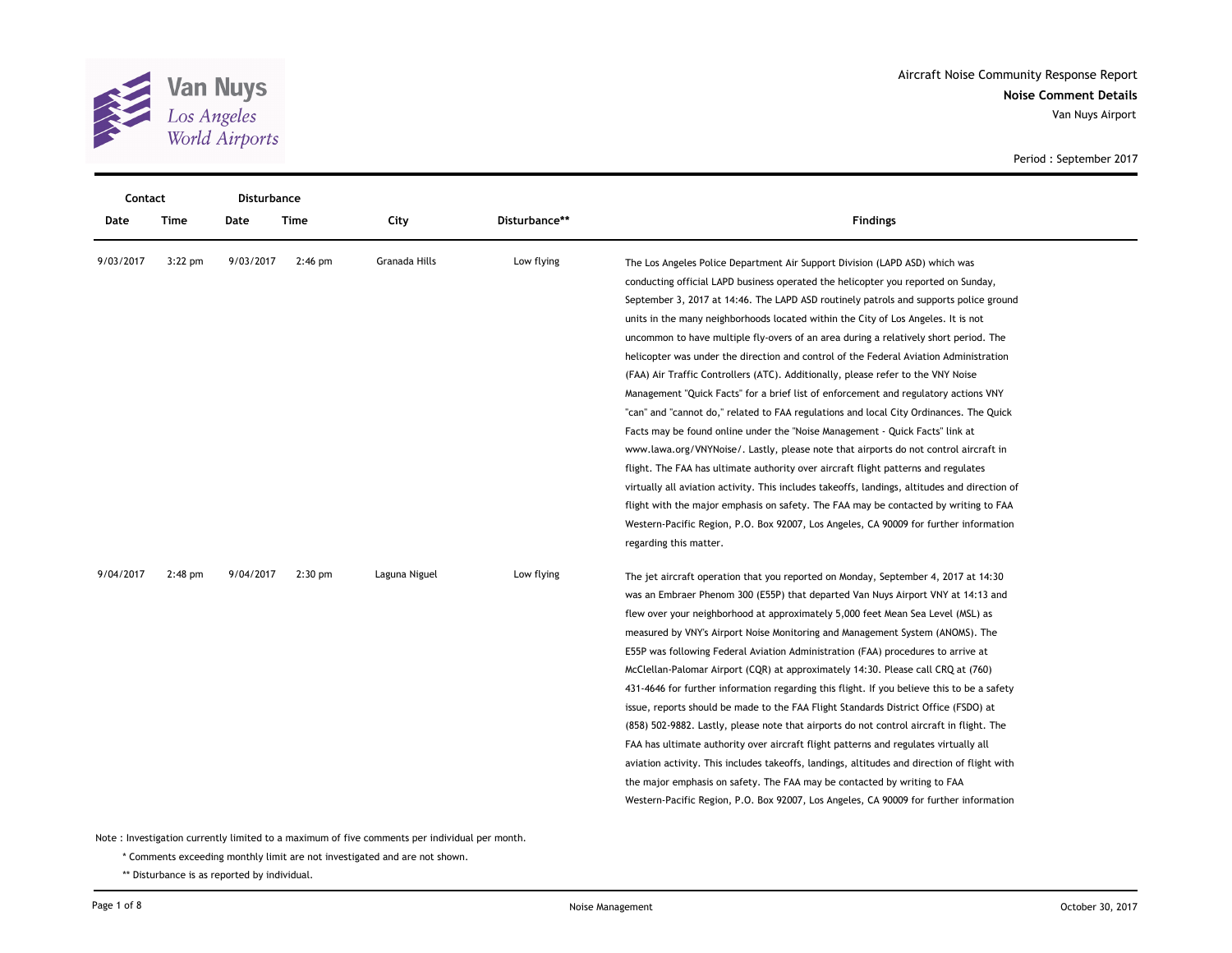Aircraft Noise Community Response Report

**Noise Comment Details**

Van Nuys Airport

Period : September 2017

| Contact Date | Contact Time | Disturbance Date | Disturbance Time | City | Disturbance** | Findings |
|---|---|---|---|---|---|---|
| 9/03/2017 | 3:22 pm | 9/03/2017 | 2:46 pm | Granada Hills | Low flying | The Los Angeles Police Department Air Support Division (LAPD ASD) which was conducting official LAPD business operated the helicopter you reported on Sunday, September 3, 2017 at 14:46. The LAPD ASD routinely patrols and supports police ground units in the many neighborhoods located within the City of Los Angeles. It is not uncommon to have multiple fly-overs of an area during a relatively short period. The helicopter was under the direction and control of the Federal Aviation Administration (FAA) Air Traffic Controllers (ATC). Additionally, please refer to the VNY Noise Management "Quick Facts" for a brief list of enforcement and regulatory actions VNY "can" and "cannot do," related to FAA regulations and local City Ordinances. The Quick Facts may be found online under the "Noise Management - Quick Facts" link at www.lawa.org/VNYNoise/. Lastly, please note that airports do not control aircraft in flight. The FAA has ultimate authority over aircraft flight patterns and regulates virtually all aviation activity. This includes takeoffs, landings, altitudes and direction of flight with the major emphasis on safety. The FAA may be contacted by writing to FAA Western-Pacific Region, P.O. Box 92007, Los Angeles, CA 90009 for further information regarding this matter. |
| 9/04/2017 | 2:48 pm | 9/04/2017 | 2:30 pm | Laguna Niguel | Low flying | The jet aircraft operation that you reported on Monday, September 4, 2017 at 14:30 was an Embraer Phenom 300 (E55P) that departed Van Nuys Airport VNY at 14:13 and flew over your neighborhood at approximately 5,000 feet Mean Sea Level (MSL) as measured by VNY's Airport Noise Monitoring and Management System (ANOMS). The E55P was following Federal Aviation Administration (FAA) procedures to arrive at McClellan-Palomar Airport (CQR) at approximately 14:30. Please call CRQ at (760) 431-4646 for further information regarding this flight. If you believe this to be a safety issue, reports should be made to the FAA Flight Standards District Office (FSDO) at (858) 502-9882. Lastly, please note that airports do not control aircraft in flight. The FAA has ultimate authority over aircraft flight patterns and regulates virtually all aviation activity. This includes takeoffs, landings, altitudes and direction of flight with the major emphasis on safety. The FAA may be contacted by writing to FAA Western-Pacific Region, P.O. Box 92007, Los Angeles, CA 90009 for further information |

Note : Investigation currently limited to a maximum of five comments per individual per month.

\* Comments exceeding monthly limit are not investigated and are not shown.

\*\* Disturbance is as reported by individual.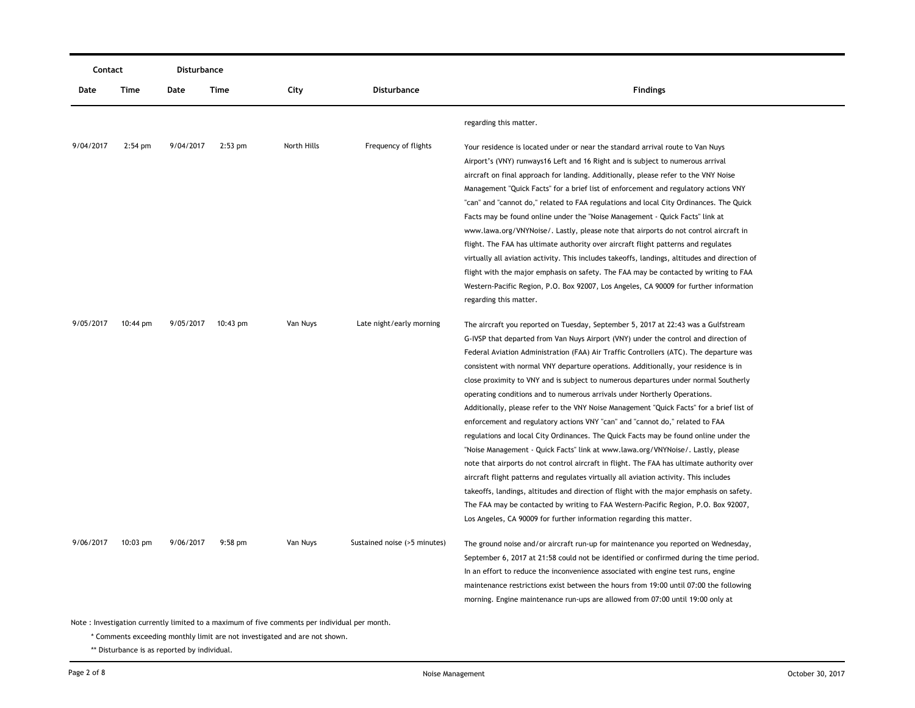| Contact | | Disturbance | | | | |
|---|---|---|---|---|---|---|
| Date | Time | Date | Time | City | Disturbance | Findings |
| | | | | | | regarding this matter. |
| 9/04/2017 | 2:54 pm | 9/04/2017 | 2:53 pm | North Hills | Frequency of flights | Your residence is located under or near the standard arrival route to Van Nuys Airport's (VNY) runways16 Left and 16 Right and is subject to numerous arrival aircraft on final approach for landing. Additionally, please refer to the VNY Noise Management "Quick Facts" for a brief list of enforcement and regulatory actions VNY "can" and "cannot do," related to FAA regulations and local City Ordinances. The Quick Facts may be found online under the "Noise Management - Quick Facts" link at www.lawa.org/VNYNoise/. Lastly, please note that airports do not control aircraft in flight. The FAA has ultimate authority over aircraft flight patterns and regulates virtually all aviation activity. This includes takeoffs, landings, altitudes and direction of flight with the major emphasis on safety. The FAA may be contacted by writing to FAA Western-Pacific Region, P.O. Box 92007, Los Angeles, CA 90009 for further information regarding this matter. |
| 9/05/2017 | 10:44 pm | 9/05/2017 | 10:43 pm | Van Nuys | Late night/early morning | The aircraft you reported on Tuesday, September 5, 2017 at 22:43 was a Gulfstream G-IVSP that departed from Van Nuys Airport (VNY) under the control and direction of Federal Aviation Administration (FAA) Air Traffic Controllers (ATC). The departure was consistent with normal VNY departure operations. Additionally, your residence is in close proximity to VNY and is subject to numerous departures under normal Southerly operating conditions and to numerous arrivals under Northerly Operations. Additionally, please refer to the VNY Noise Management "Quick Facts" for a brief list of enforcement and regulatory actions VNY "can" and "cannot do," related to FAA regulations and local City Ordinances. The Quick Facts may be found online under the "Noise Management - Quick Facts" link at www.lawa.org/VNYNoise/. Lastly, please note that airports do not control aircraft in flight. The FAA has ultimate authority over aircraft flight patterns and regulates virtually all aviation activity. This includes takeoffs, landings, altitudes and direction of flight with the major emphasis on safety. The FAA may be contacted by writing to FAA Western-Pacific Region, P.O. Box 92007, Los Angeles, CA 90009 for further information regarding this matter. |
| 9/06/2017 | 10:03 pm | 9/06/2017 | 9:58 pm | Van Nuys | Sustained noise (>5 minutes) | The ground noise and/or aircraft run-up for maintenance you reported on Wednesday, September 6, 2017 at 21:58 could not be identified or confirmed during the time period. In an effort to reduce the inconvenience associated with engine test runs, engine maintenance restrictions exist between the hours from 19:00 until 07:00 the following morning. Engine maintenance run-ups are allowed from 07:00 until 19:00 only at |

Note : Investigation currently limited to a maximum of five comments per individual per month.

\* Comments exceeding monthly limit are not investigated and are not shown.

\*\* Disturbance is as reported by individual.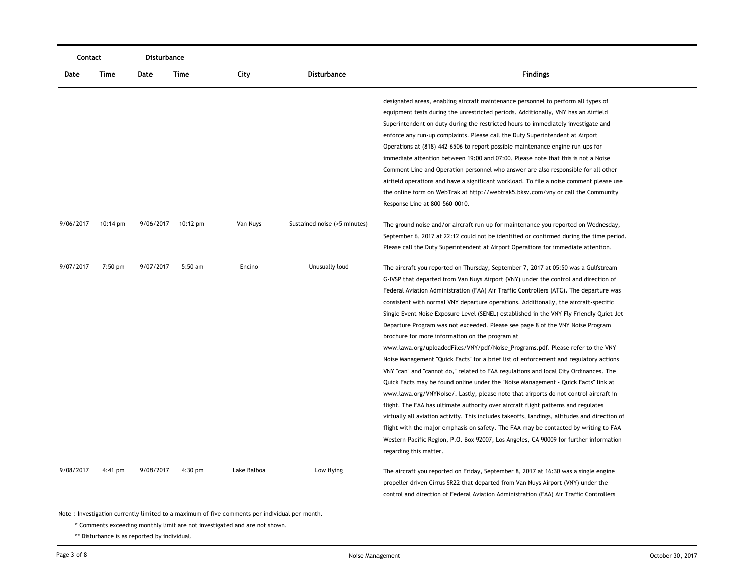| Contact | | Disturbance | | | | |
|---|---|---|---|---|---|---|
| Date | Time | Date | Time | City | Disturbance | Findings |
| | | | | | | designated areas, enabling aircraft maintenance personnel to perform all types of equipment tests during the unrestricted periods. Additionally, VNY has an Airfield Superintendent on duty during the restricted hours to immediately investigate and enforce any run-up complaints. Please call the Duty Superintendent at Airport Operations at (818) 442-6506 to report possible maintenance engine run-ups for immediate attention between 19:00 and 07:00. Please note that this is not a Noise Comment Line and Operation personnel who answer are also responsible for all other airfield operations and have a significant workload. To file a noise comment please use the online form on WebTrak at http://webtrak5.bksv.com/vny or call the Community Response Line at 800-560-0010. |
| 9/06/2017 | 10:14 pm | 9/06/2017 | 10:12 pm | Van Nuys | Sustained noise (>5 minutes) | The ground noise and/or aircraft run-up for maintenance you reported on Wednesday, September 6, 2017 at 22:12 could not be identified or confirmed during the time period. Please call the Duty Superintendent at Airport Operations for immediate attention. |
| 9/07/2017 | 7:50 pm | 9/07/2017 | 5:50 am | Encino | Unusually loud | The aircraft you reported on Thursday, September 7, 2017 at 05:50 was a Gulfstream G-IVSP that departed from Van Nuys Airport (VNY) under the control and direction of Federal Aviation Administration (FAA) Air Traffic Controllers (ATC). The departure was consistent with normal VNY departure operations. Additionally, the aircraft-specific Single Event Noise Exposure Level (SENEL) established in the VNY Fly Friendly Quiet Jet Departure Program was not exceeded. Please see page 8 of the VNY Noise Program brochure for more information on the program at www.lawa.org/uploadedFiles/VNY/pdf/Noise_Programs.pdf. Please refer to the VNY Noise Management "Quick Facts" for a brief list of enforcement and regulatory actions VNY "can" and "cannot do," related to FAA regulations and local City Ordinances. The Quick Facts may be found online under the "Noise Management - Quick Facts" link at www.lawa.org/VNYNoise/. Lastly, please note that airports do not control aircraft in flight. The FAA has ultimate authority over aircraft flight patterns and regulates virtually all aviation activity. This includes takeoffs, landings, altitudes and direction of flight with the major emphasis on safety. The FAA may be contacted by writing to FAA Western-Pacific Region, P.O. Box 92007, Los Angeles, CA 90009 for further information regarding this matter. |
| 9/08/2017 | 4:41 pm | 9/08/2017 | 4:30 pm | Lake Balboa | Low flying | The aircraft you reported on Friday, September 8, 2017 at 16:30 was a single engine propeller driven Cirrus SR22 that departed from Van Nuys Airport (VNY) under the control and direction of Federal Aviation Administration (FAA) Air Traffic Controllers |

Note : Investigation currently limited to a maximum of five comments per individual per month.

\* Comments exceeding monthly limit are not investigated and are not shown.

\*\* Disturbance is as reported by individual.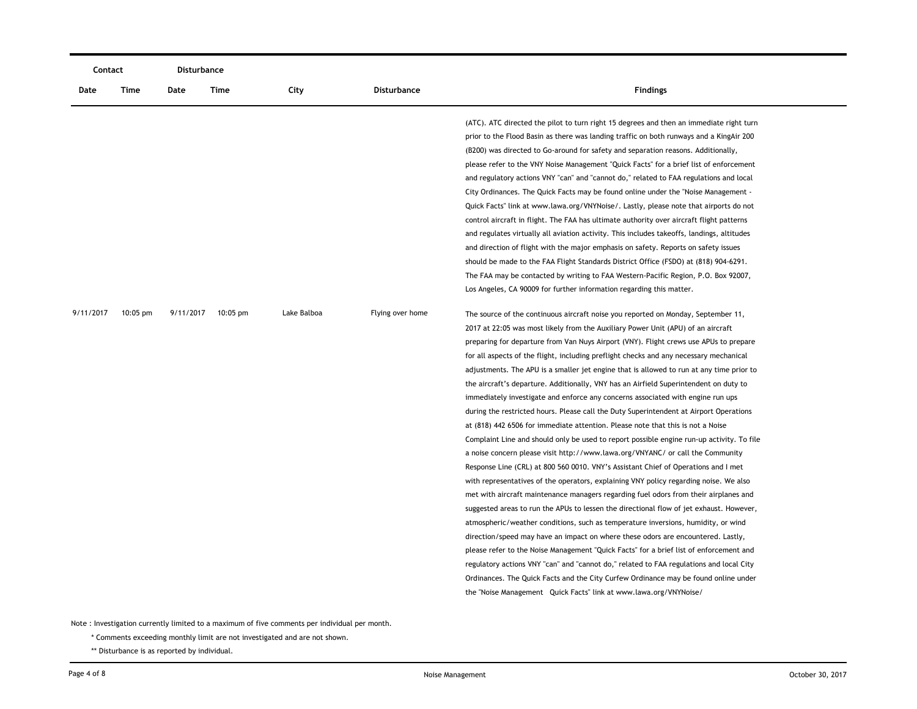| Contact | | Disturbance | | | | |
|---|---|---|---|---|---|---|
| Date | Time | Date | Time | City | Disturbance | Findings |
| | | | | | | (ATC). ATC directed the pilot to turn right 15 degrees and then an immediate right turn prior to the Flood Basin as there was landing traffic on both runways and a KingAir 200 (B200) was directed to Go-around for safety and separation reasons. Additionally, please refer to the VNY Noise Management "Quick Facts" for a brief list of enforcement and regulatory actions VNY "can" and "cannot do," related to FAA regulations and local City Ordinances. The Quick Facts may be found online under the "Noise Management - Quick Facts" link at www.lawa.org/VNYNoise/. Lastly, please note that airports do not control aircraft in flight. The FAA has ultimate authority over aircraft flight patterns and regulates virtually all aviation activity. This includes takeoffs, landings, altitudes and direction of flight with the major emphasis on safety. Reports on safety issues should be made to the FAA Flight Standards District Office (FSDO) at (818) 904-6291. The FAA may be contacted by writing to FAA Western-Pacific Region, P.O. Box 92007, Los Angeles, CA 90009 for further information regarding this matter. |
| 9/11/2017 | 10:05 pm | 9/11/2017 | 10:05 pm | Lake Balboa | Flying over home | The source of the continuous aircraft noise you reported on Monday, September 11, 2017 at 22:05 was most likely from the Auxiliary Power Unit (APU) of an aircraft preparing for departure from Van Nuys Airport (VNY). Flight crews use APUs to prepare for all aspects of the flight, including preflight checks and any necessary mechanical adjustments. The APU is a smaller jet engine that is allowed to run at any time prior to the aircraft's departure. Additionally, VNY has an Airfield Superintendent on duty to immediately investigate and enforce any concerns associated with engine run ups during the restricted hours. Please call the Duty Superintendent at Airport Operations at (818) 442 6506 for immediate attention. Please note that this is not a Noise Complaint Line and should only be used to report possible engine run-up activity. To file a noise concern please visit http://www.lawa.org/VNYANC/ or call the Community Response Line (CRL) at 800 560 0010. VNY's Assistant Chief of Operations and I met with representatives of the operators, explaining VNY policy regarding noise. We also met with aircraft maintenance managers regarding fuel odors from their airplanes and suggested areas to run the APUs to lessen the directional flow of jet exhaust. However, atmospheric/weather conditions, such as temperature inversions, humidity, or wind direction/speed may have an impact on where these odors are encountered. Lastly, please refer to the Noise Management "Quick Facts" for a brief list of enforcement and regulatory actions VNY "can" and "cannot do," related to FAA regulations and local City Ordinances. The Quick Facts and the City Curfew Ordinance may be found online under the "Noise Management Quick Facts" link at www.lawa.org/VNYNoise/ |

Note : Investigation currently limited to a maximum of five comments per individual per month.

\* Comments exceeding monthly limit are not investigated and are not shown.

\*\* Disturbance is as reported by individual.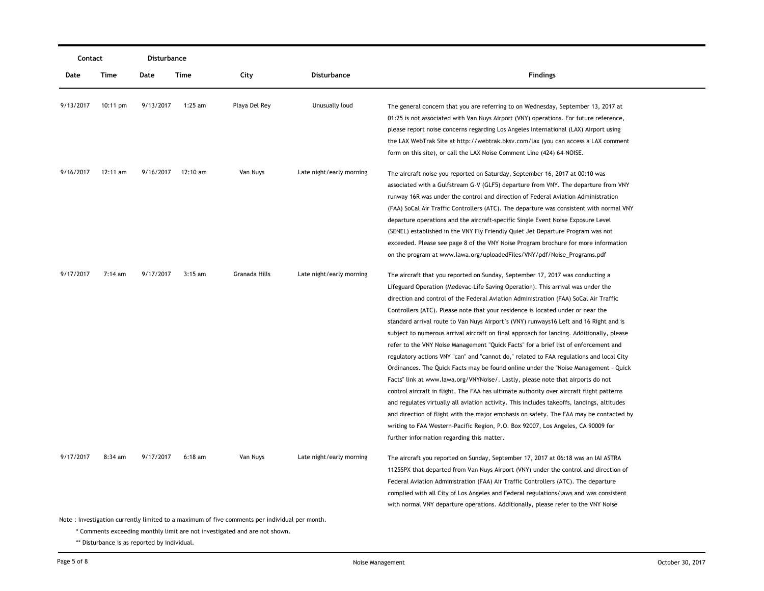| Contact | | Disturbance | | | | |
|---|---|---|---|---|---|---|
| Date | Time | Date | Time | City | Disturbance | Findings |
| 9/13/2017 | 10:11 pm | 9/13/2017 | 1:25 am | Playa Del Rey | Unusually loud | The general concern that you are referring to on Wednesday, September 13, 2017 at 01:25 is not associated with Van Nuys Airport (VNY) operations. For future reference, please report noise concerns regarding Los Angeles International (LAX) Airport using the LAX WebTrak Site at http://webtrak.bksv.com/lax (you can access a LAX comment form on this site), or call the LAX Noise Comment Line (424) 64-NOISE. |
| 9/16/2017 | 12:11 am | 9/16/2017 | 12:10 am | Van Nuys | Late night/early morning | The aircraft noise you reported on Saturday, September 16, 2017 at 00:10 was associated with a Gulfstream G-V (GLF5) departure from VNY. The departure from VNY runway 16R was under the control and direction of Federal Aviation Administration (FAA) SoCal Air Traffic Controllers (ATC). The departure was consistent with normal VNY departure operations and the aircraft-specific Single Event Noise Exposure Level (SENEL) established in the VNY Fly Friendly Quiet Jet Departure Program was not exceeded. Please see page 8 of the VNY Noise Program brochure for more information on the program at www.lawa.org/uploadedFiles/VNY/pdf/Noise_Programs.pdf |
| 9/17/2017 | 7:14 am | 9/17/2017 | 3:15 am | Granada Hills | Late night/early morning | The aircraft that you reported on Sunday, September 17, 2017 was conducting a Lifeguard Operation (Medevac-Life Saving Operation). This arrival was under the direction and control of the Federal Aviation Administration (FAA) SoCal Air Traffic Controllers (ATC). Please note that your residence is located under or near the standard arrival route to Van Nuys Airport's (VNY) runways16 Left and 16 Right and is subject to numerous arrival aircraft on final approach for landing. Additionally, please refer to the VNY Noise Management "Quick Facts" for a brief list of enforcement and regulatory actions VNY "can" and "cannot do," related to FAA regulations and local City Ordinances. The Quick Facts may be found online under the "Noise Management - Quick Facts" link at www.lawa.org/VNYNoise/. Lastly, please note that airports do not control aircraft in flight. The FAA has ultimate authority over aircraft flight patterns and regulates virtually all aviation activity. This includes takeoffs, landings, altitudes and direction of flight with the major emphasis on safety. The FAA may be contacted by writing to FAA Western-Pacific Region, P.O. Box 92007, Los Angeles, CA 90009 for further information regarding this matter. |
| 9/17/2017 | 8:34 am | 9/17/2017 | 6:18 am | Van Nuys | Late night/early morning | The aircraft you reported on Sunday, September 17, 2017 at 06:18 was an IAI ASTRA 1125SPX that departed from Van Nuys Airport (VNY) under the control and direction of Federal Aviation Administration (FAA) Air Traffic Controllers (ATC). The departure complied with all City of Los Angeles and Federal regulations/laws and was consistent with normal VNY departure operations. Additionally, please refer to the VNY Noise |

Note : Investigation currently limited to a maximum of five comments per individual per month.

\* Comments exceeding monthly limit are not investigated and are not shown.

\*\* Disturbance is as reported by individual.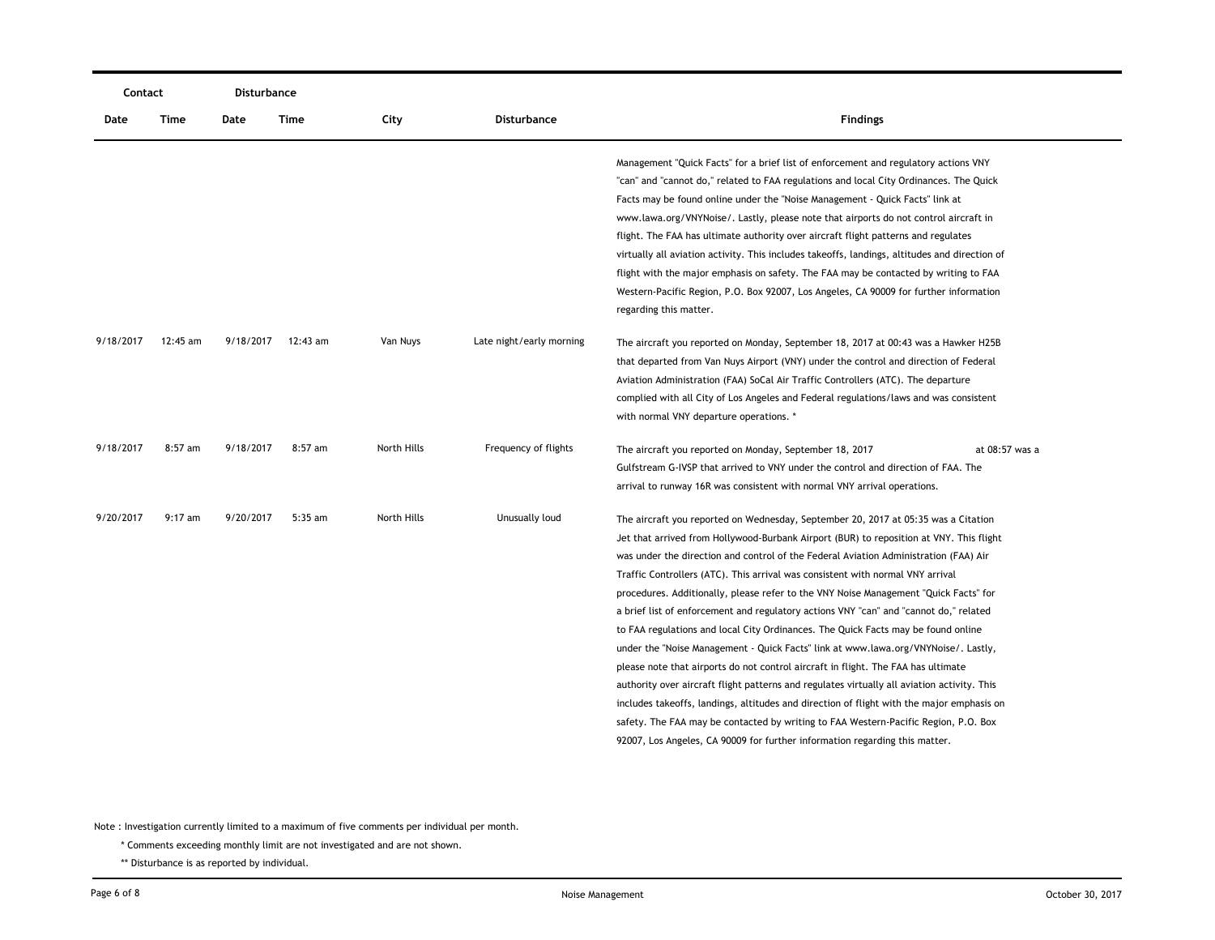| Contact | | Disturbance | | | | |
|---|---|---|---|---|---|---|
| Date | Time | Date | Time | City | Disturbance | Findings |
| | | | | | | Management "Quick Facts" for a brief list of enforcement and regulatory actions VNY "can" and "cannot do," related to FAA regulations and local City Ordinances. The Quick Facts may be found online under the "Noise Management - Quick Facts" link at www.lawa.org/VNYNoise/. Lastly, please note that airports do not control aircraft in flight. The FAA has ultimate authority over aircraft flight patterns and regulates virtually all aviation activity. This includes takeoffs, landings, altitudes and direction of flight with the major emphasis on safety. The FAA may be contacted by writing to FAA Western-Pacific Region, P.O. Box 92007, Los Angeles, CA 90009 for further information regarding this matter. |
| 9/18/2017 | 12:45 am | 9/18/2017 | 12:43 am | Van Nuys | Late night/early morning | The aircraft you reported on Monday, September 18, 2017 at 00:43 was a Hawker H25B that departed from Van Nuys Airport (VNY) under the control and direction of Federal Aviation Administration (FAA) SoCal Air Traffic Controllers (ATC). The departure complied with all City of Los Angeles and Federal regulations/laws and was consistent with normal VNY departure operations. * |
| 9/18/2017 | 8:57 am | 9/18/2017 | 8:57 am | North Hills | Frequency of flights | The aircraft you reported on Monday, September 18, 2017 at 08:57 was a Gulfstream G-IVSP that arrived to VNY under the control and direction of FAA. The arrival to runway 16R was consistent with normal VNY arrival operations. |
| 9/20/2017 | 9:17 am | 9/20/2017 | 5:35 am | North Hills | Unusually loud | The aircraft you reported on Wednesday, September 20, 2017 at 05:35 was a Citation Jet that arrived from Hollywood-Burbank Airport (BUR) to reposition at VNY. This flight was under the direction and control of the Federal Aviation Administration (FAA) Air Traffic Controllers (ATC). This arrival was consistent with normal VNY arrival procedures. Additionally, please refer to the VNY Noise Management "Quick Facts" for a brief list of enforcement and regulatory actions VNY "can" and "cannot do," related to FAA regulations and local City Ordinances. The Quick Facts may be found online under the "Noise Management - Quick Facts" link at www.lawa.org/VNYNoise/. Lastly, please note that airports do not control aircraft in flight. The FAA has ultimate authority over aircraft flight patterns and regulates virtually all aviation activity. This includes takeoffs, landings, altitudes and direction of flight with the major emphasis on safety. The FAA may be contacted by writing to FAA Western-Pacific Region, P.O. Box 92007, Los Angeles, CA 90009 for further information regarding this matter. |

Note : Investigation currently limited to a maximum of five comments per individual per month.

\* Comments exceeding monthly limit are not investigated and are not shown.

\*\* Disturbance is as reported by individual.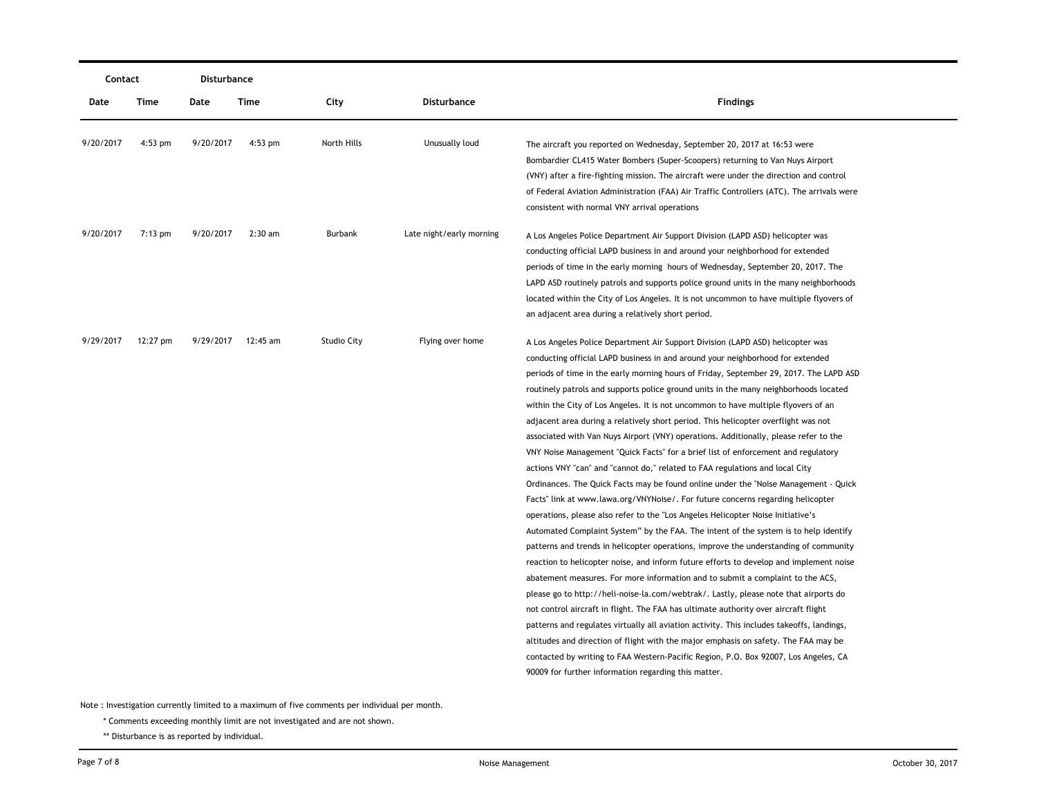| Contact | | Disturbance | | | | |
|---|---|---|---|---|---|---|
| Date | Time | Date | Time | City | Disturbance | Findings |
| 9/20/2017 | 4:53 pm | 9/20/2017 | 4:53 pm | North Hills | Unusually loud | The aircraft you reported on Wednesday, September 20, 2017 at 16:53 were Bombardier CL415 Water Bombers (Super-Scoopers) returning to Van Nuys Airport (VNY) after a fire-fighting mission. The aircraft were under the direction and control of Federal Aviation Administration (FAA) Air Traffic Controllers (ATC). The arrivals were consistent with normal VNY arrival operations |
| 9/20/2017 | 7:13 pm | 9/20/2017 | 2:30 am | Burbank | Late night/early morning | A Los Angeles Police Department Air Support Division (LAPD ASD) helicopter was conducting official LAPD business in and around your neighborhood for extended periods of time in the early morning hours of Wednesday, September 20, 2017. The LAPD ASD routinely patrols and supports police ground units in the many neighborhoods located within the City of Los Angeles. It is not uncommon to have multiple flyovers of an adjacent area during a relatively short period. |
| 9/29/2017 | 12:27 pm | 9/29/2017 | 12:45 am | Studio City | Flying over home | A Los Angeles Police Department Air Support Division (LAPD ASD) helicopter was conducting official LAPD business in and around your neighborhood for extended periods of time in the early morning hours of Friday, September 29, 2017. The LAPD ASD routinely patrols and supports police ground units in the many neighborhoods located within the City of Los Angeles. It is not uncommon to have multiple flyovers of an adjacent area during a relatively short period. This helicopter overflight was not associated with Van Nuys Airport (VNY) operations. Additionally, please refer to the VNY Noise Management "Quick Facts" for a brief list of enforcement and regulatory actions VNY "can" and "cannot do," related to FAA regulations and local City Ordinances. The Quick Facts may be found online under the "Noise Management - Quick Facts" link at www.lawa.org/VNYNoise/. For future concerns regarding helicopter operations, please also refer to the "Los Angeles Helicopter Noise Initiative's Automated Complaint System" by the FAA. The intent of the system is to help identify patterns and trends in helicopter operations, improve the understanding of community reaction to helicopter noise, and inform future efforts to develop and implement noise abatement measures. For more information and to submit a complaint to the ACS, please go to http://heli-noise-la.com/webtrak/. Lastly, please note that airports do not control aircraft in flight. The FAA has ultimate authority over aircraft flight patterns and regulates virtually all aviation activity. This includes takeoffs, landings, altitudes and direction of flight with the major emphasis on safety. The FAA may be contacted by writing to FAA Western-Pacific Region, P.O. Box 92007, Los Angeles, CA 90009 for further information regarding this matter. |

Note : Investigation currently limited to a maximum of five comments per individual per month.

\* Comments exceeding monthly limit are not investigated and are not shown.

\*\* Disturbance is as reported by individual.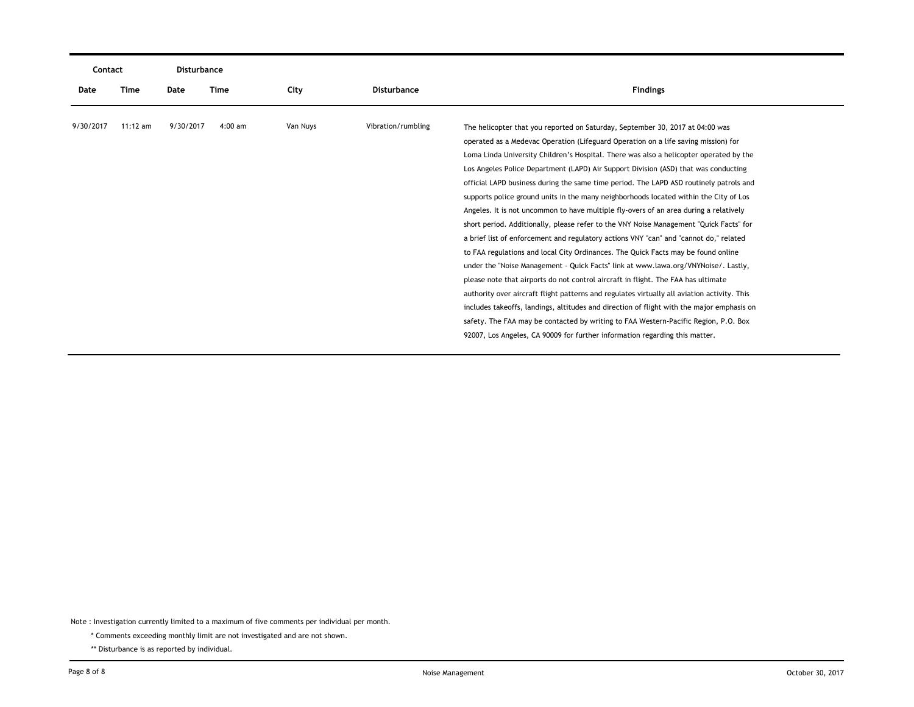| Contact | | Disturbance | | | | |
|---|---|---|---|---|---|---|
| Date | Time | Date | Time | City | Disturbance | Findings |
| 9/30/2017 | 11:12 am | 9/30/2017 | 4:00 am | Van Nuys | Vibration/rumbling | The helicopter that you reported on Saturday, September 30, 2017 at 04:00 was operated as a Medevac Operation (Lifeguard Operation on a life saving mission) for Loma Linda University Children's Hospital. There was also a helicopter operated by the Los Angeles Police Department (LAPD) Air Support Division (ASD) that was conducting official LAPD business during the same time period. The LAPD ASD routinely patrols and supports police ground units in the many neighborhoods located within the City of Los Angeles. It is not uncommon to have multiple fly-overs of an area during a relatively short period. Additionally, please refer to the VNY Noise Management "Quick Facts" for a brief list of enforcement and regulatory actions VNY "can" and "cannot do," related to FAA regulations and local City Ordinances. The Quick Facts may be found online under the "Noise Management - Quick Facts" link at www.lawa.org/VNYNoise/. Lastly, please note that airports do not control aircraft in flight. The FAA has ultimate authority over aircraft flight patterns and regulates virtually all aviation activity. This includes takeoffs, landings, altitudes and direction of flight with the major emphasis on safety. The FAA may be contacted by writing to FAA Western-Pacific Region, P.O. Box 92007, Los Angeles, CA 90009 for further information regarding this matter. |

Note : Investigation currently limited to a maximum of five comments per individual per month.

\* Comments exceeding monthly limit are not investigated and are not shown.

\*\* Disturbance is as reported by individual.